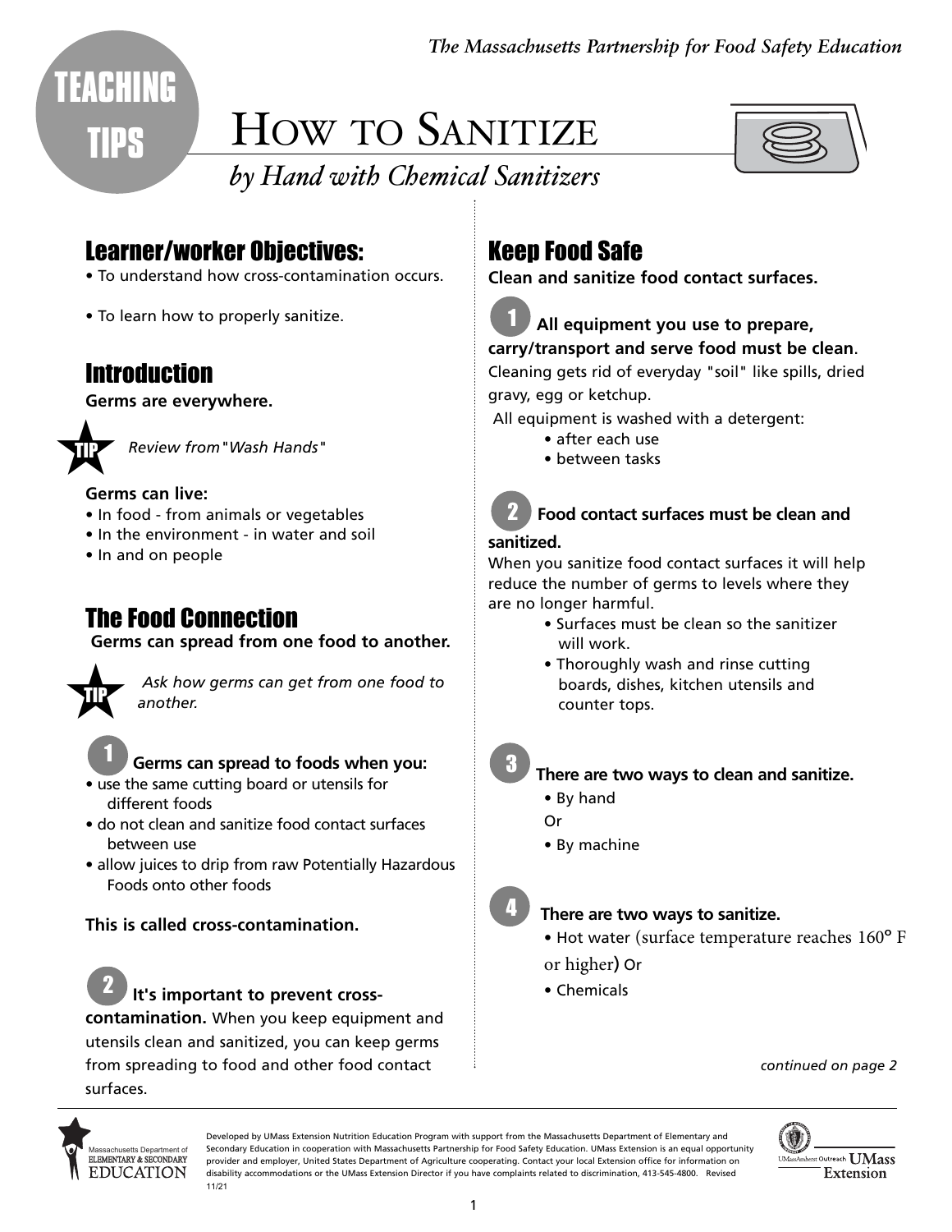The Massachusetts Partnership for Food Safety Education

TEACHING TIPS

# How to Sanitize

*by Hand with Chemical Sanitizers*

## Learner/worker Objectives:

- To understand how cross-contamination occurs.
- To learn how to properly sanitize.

## Introduction

**Germs are everywhere.**

TIP *Review from "Wash Hands"*

**Germs can live:**

- In food - from animals or vegetables
- In the environment - in water and soil
- In and on people

## The Food Connection

**Germs can spread from one food to another.**

TIP *Ask how germs can get from one food to another.*

**1 Germs can spread to foods when you:**

- use the same cutting board or utensils for different foods
- do not clean and sanitize food contact surfaces between use
- allow juices to drip from raw Potentially Hazardous Foods onto other foods

**This is called cross-contamination.**

**2 It's important to prevent cross-contamination.** When you keep equipment and utensils clean and sanitized, you can keep germs from spreading to food and other food contact surfaces.

## Keep Food Safe

**Clean and sanitize food contact surfaces.**

**1 All equipment you use to prepare, carry/transport and serve food must be clean**. Cleaning gets rid of everyday "soil" like spills, dried gravy, egg or ketchup.

All equipment is washed with a detergent:

- after each use
- between tasks

**2 Food contact surfaces must be clean and sanitized.**
When you sanitize food contact surfaces it will help reduce the number of germs to levels where they are no longer harmful.

- Surfaces must be clean so the sanitizer will work.
- Thoroughly wash and rinse cutting boards, dishes, kitchen utensils and counter tops.

**3 There are two ways to clean and sanitize.**

- By hand

Or

- By machine

**4 There are two ways to sanitize.**

- Hot water (surface temperature reaches 160° F or higher) Or
- Chemicals

*continued on page 2*

Developed by UMass Extension Nutrition Education Program with support from the Massachusetts Department of Elementary and Secondary Education in cooperation with Massachusetts Partnership for Food Safety Education. UMass Extension is an equal opportunity provider and employer, United States Department of Agriculture cooperating. Contact your local Extension office for information on disability accommodations or the UMass Extension Director if you have complaints related to discrimination, 413-545-4800. Revised 11/21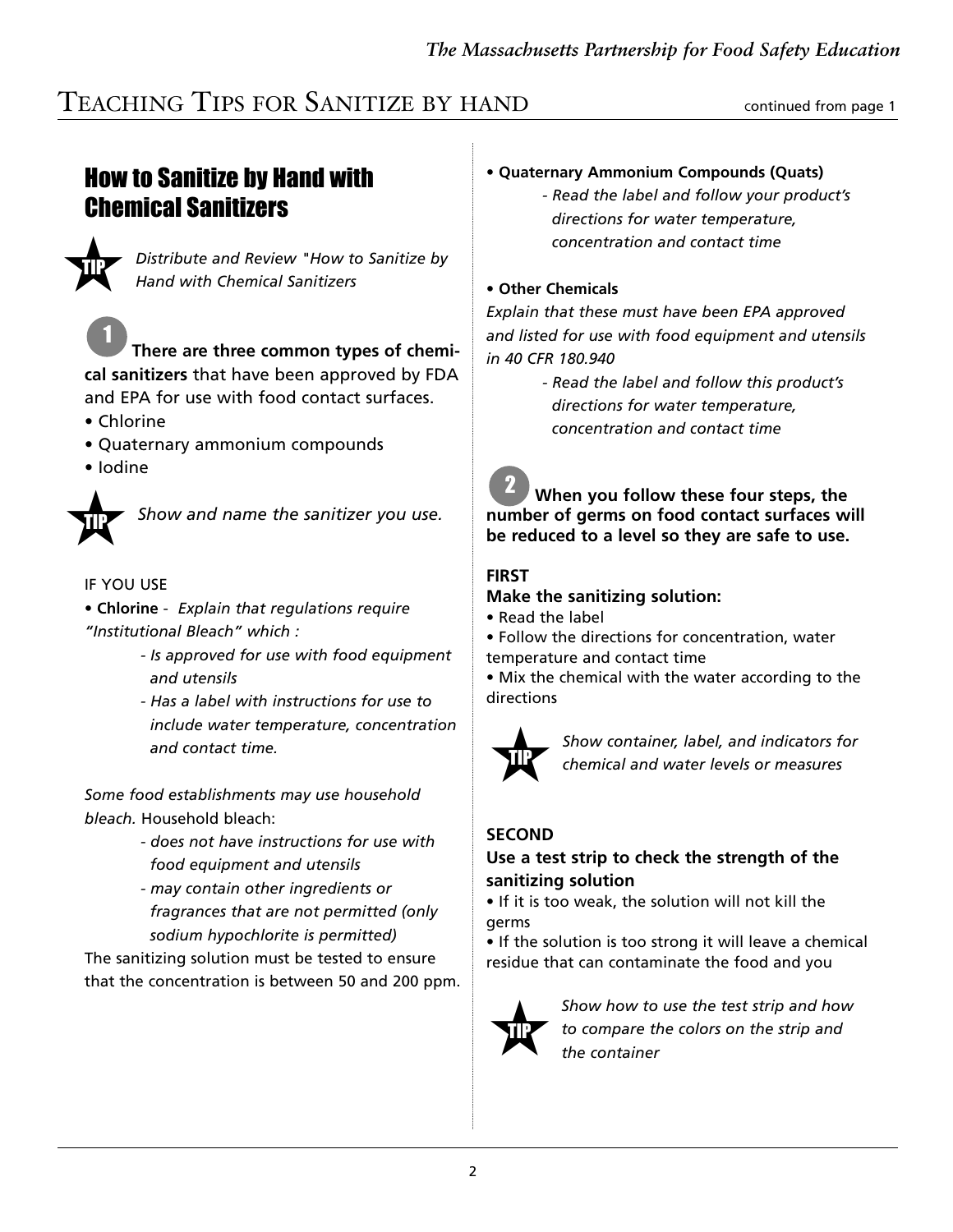# Teaching Tips for Sanitize by Hand

continued from page 1

## How to Sanitize by Hand with Chemical Sanitizers

**TIP** *Distribute and Review "How to Sanitize by Hand with Chemical Sanitizers*

**1** **There are three common types of chemical sanitizers** that have been approved by FDA and EPA for use with food contact surfaces.

- Chlorine
- Quaternary ammonium compounds
- Iodine

**TIP** *Show and name the sanitizer you use.*

IF YOU USE

- **Chlorine** - *Explain that regulations require "Institutional Bleach" which :*
  - *Is approved for use with food equipment and utensils*
  - *Has a label with instructions for use to include water temperature, concentration and contact time.*

*Some food establishments may use household bleach.* Household bleach:

- *does not have instructions for use with food equipment and utensils*
- *may contain other ingredients or fragrances that are not permitted (only sodium hypochlorite is permitted)*

The sanitizing solution must be tested to ensure that the concentration is between 50 and 200 ppm.

- **Quaternary Ammonium Compounds (Quats)**
  - *Read the label and follow your product's directions for water temperature, concentration and contact time*

- **Other Chemicals**

*Explain that these must have been EPA approved and listed for use with food equipment and utensils in 40 CFR 180.940*

- *Read the label and follow this product's directions for water temperature, concentration and contact time*

**2** **When you follow these four steps, the number of germs on food contact surfaces will be reduced to a level so they are safe to use.**

**FIRST**

**Make the sanitizing solution:**

- Read the label
- Follow the directions for concentration, water temperature and contact time
- Mix the chemical with the water according to the directions

**TIP** *Show container, label, and indicators for chemical and water levels or measures*

**SECOND**

**Use a test strip to check the strength of the sanitizing solution**

- If it is too weak, the solution will not kill the germs
- If the solution is too strong it will leave a chemical residue that can contaminate the food and you

**TIP** *Show how to use the test strip and how to compare the colors on the strip and the container*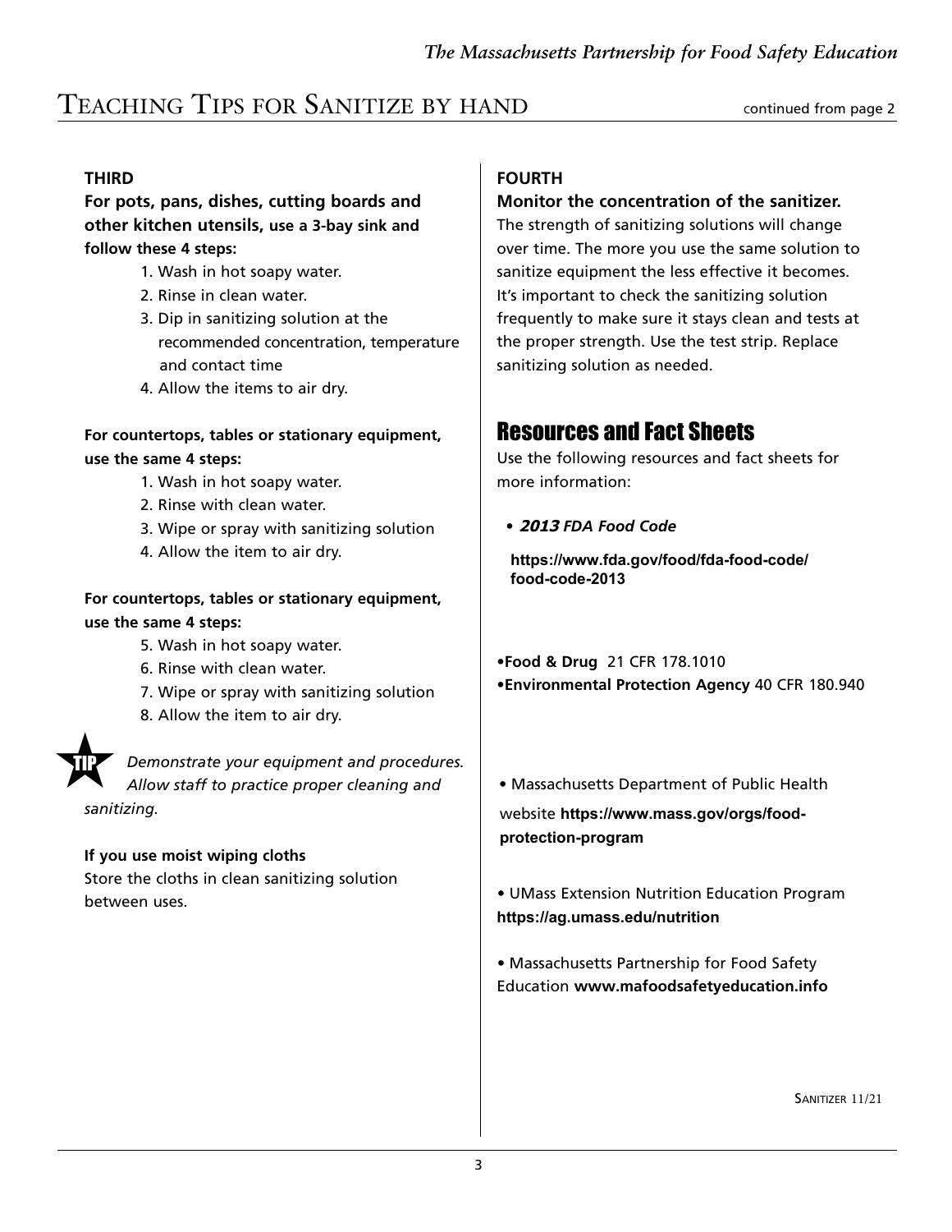# Teaching Tips for Sanitize by hand

continued from page 2

**THIRD**

**For pots, pans, dishes, cutting boards and other kitchen utensils, use a 3-bay sink and follow these 4 steps:**

1. Wash in hot soapy water.
2. Rinse in clean water.
3. Dip in sanitizing solution at the recommended concentration, temperature and contact time
4. Allow the items to air dry.

**For countertops, tables or stationary equipment, use the same 4 steps:**

1. Wash in hot soapy water.
2. Rinse with clean water.
3. Wipe or spray with sanitizing solution
4. Allow the item to air dry.

**For countertops, tables or stationary equipment, use the same 4 steps:**

5. Wash in hot soapy water.
6. Rinse with clean water.
7. Wipe or spray with sanitizing solution
8. Allow the item to air dry.

**TIP** *Demonstrate your equipment and procedures. Allow staff to practice proper cleaning and sanitizing.*

**If you use moist wiping cloths**

Store the cloths in clean sanitizing solution between uses.

**FOURTH**

**Monitor the concentration of the sanitizer.**

The strength of sanitizing solutions will change over time. The more you use the same solution to sanitize equipment the less effective it becomes. It's important to check the sanitizing solution frequently to make sure it stays clean and tests at the proper strength. Use the test strip. Replace sanitizing solution as needed.

## Resources and Fact Sheets

Use the following resources and fact sheets for more information:

- ***2013 FDA Food Code***

  **https://www.fda.gov/food/fda-food-code/food-code-2013**

- **Food & Drug** 21 CFR 178.1010
- **Environmental Protection Agency** 40 CFR 180.940

- Massachusetts Department of Public Health website **https://www.mass.gov/orgs/food-protection-program**

- UMass Extension Nutrition Education Program **https://ag.umass.edu/nutrition**

- Massachusetts Partnership for Food Safety Education **www.mafoodsafetyeducation.info**

Sanitizer 11/21